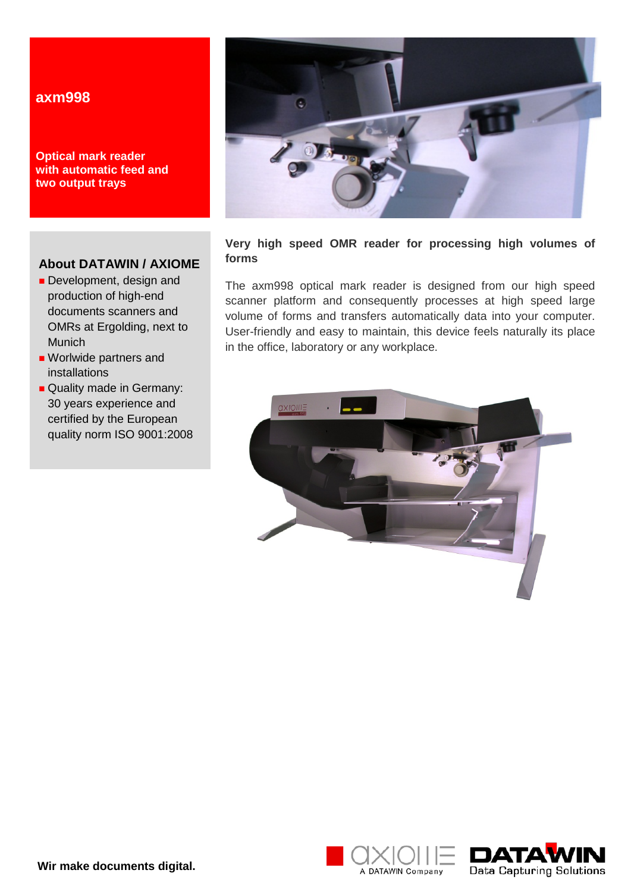# axm998

**Optical mark reader with automatic feed and two output trays**

## About DATAWIN / AXIOME

- Development, design and production of high-end documents scanners and OMRs at Ergolding, next to Munich
- Worlwide partners and installations
- Quality made in Germany: 30 years experience and certified by the European quality norm ISO 9001:2008

**Very high speed OMR reader for processing high volumes of forms**

The axm998 optical mark reader is designed from our high speed scanner platform and consequently processes at high speed large volume of forms and transfers automatically data into your computer. User-friendly and easy to maintain, this device feels naturally its place in the office, laboratory or any workplace.

**Wir make documents digital.**

axiome – A DATAWIN Company

DATAWIN – Data Capturing Solutions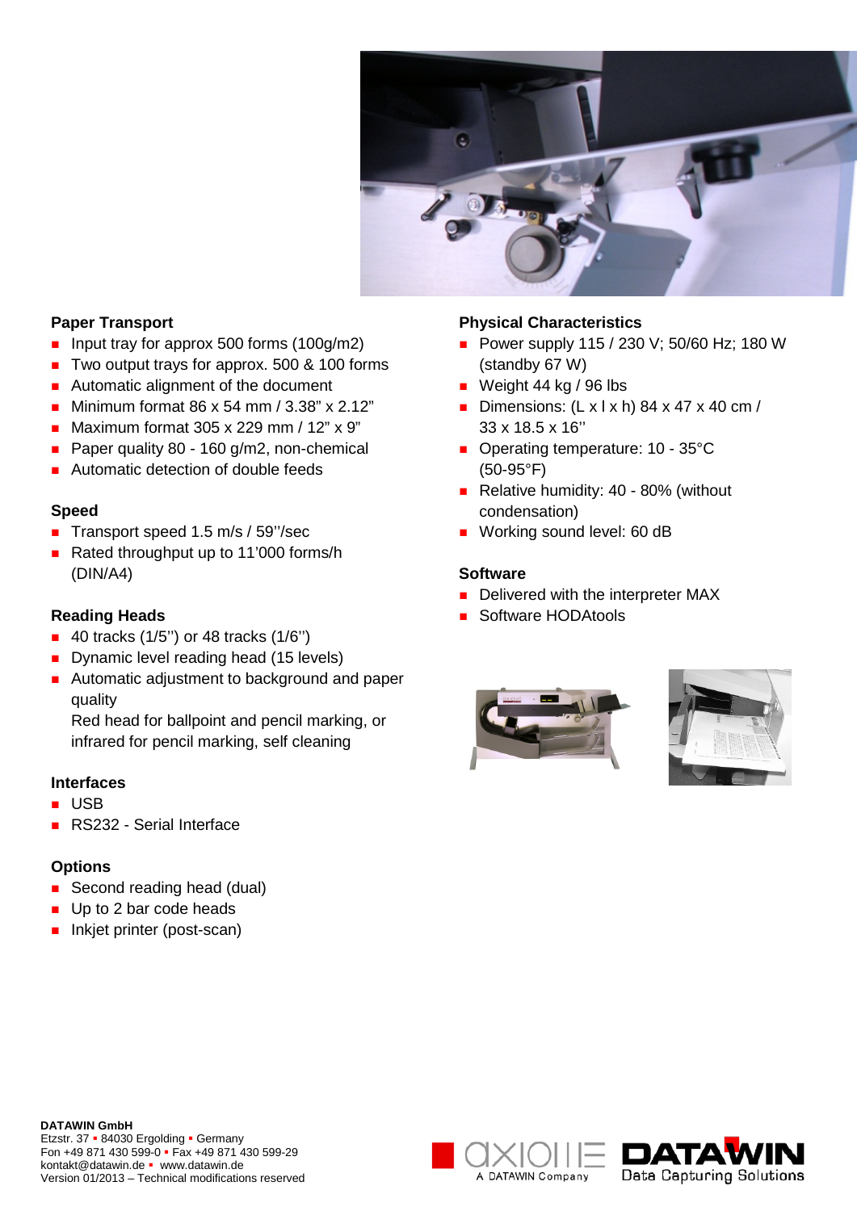## Paper Transport

- Input tray for approx 500 forms (100g/m2)
- Two output trays for approx. 500 & 100 forms
- Automatic alignment of the document
- Minimum format 86 x 54 mm / 3.38" x 2.12"
- Maximum format 305 x 229 mm / 12" x 9"
- Paper quality 80 - 160 g/m2, non-chemical
- Automatic detection of double feeds

## Speed

- Transport speed 1.5 m/s / 59''/sec
- Rated throughput up to 11'000 forms/h (DIN/A4)

## Reading Heads

- 40 tracks (1/5'') or 48 tracks (1/6'')
- Dynamic level reading head (15 levels)
- Automatic adjustment to background and paper quality
  Red head for ballpoint and pencil marking, or infrared for pencil marking, self cleaning

## Interfaces

- USB
- RS232 - Serial Interface

## Options

- Second reading head (dual)
- Up to 2 bar code heads
- Inkjet printer (post-scan)

## Physical Characteristics

- Power supply 115 / 230 V; 50/60 Hz; 180 W (standby 67 W)
- Weight 44 kg / 96 lbs
- Dimensions: (L x l x h) 84 x 47 x 40 cm / 33 x 18.5 x 16''
- Operating temperature: 10 - 35°C (50-95°F)
- Relative humidity: 40 - 80% (without condensation)
- Working sound level: 60 dB

## Software

- Delivered with the interpreter MAX
- Software HODAtools

**DATAWIN GmbH**
Etzstr. 37 ▪ 84030 Ergolding ▪ Germany
Fon +49 871 430 599-0 ▪ Fax +49 871 430 599-29
kontakt@datawin.de ▪ www.datawin.de
Version 01/2013 – Technical modifications reserved

axiome – A DATAWIN Company
DATAWIN – Data Capturing Solutions